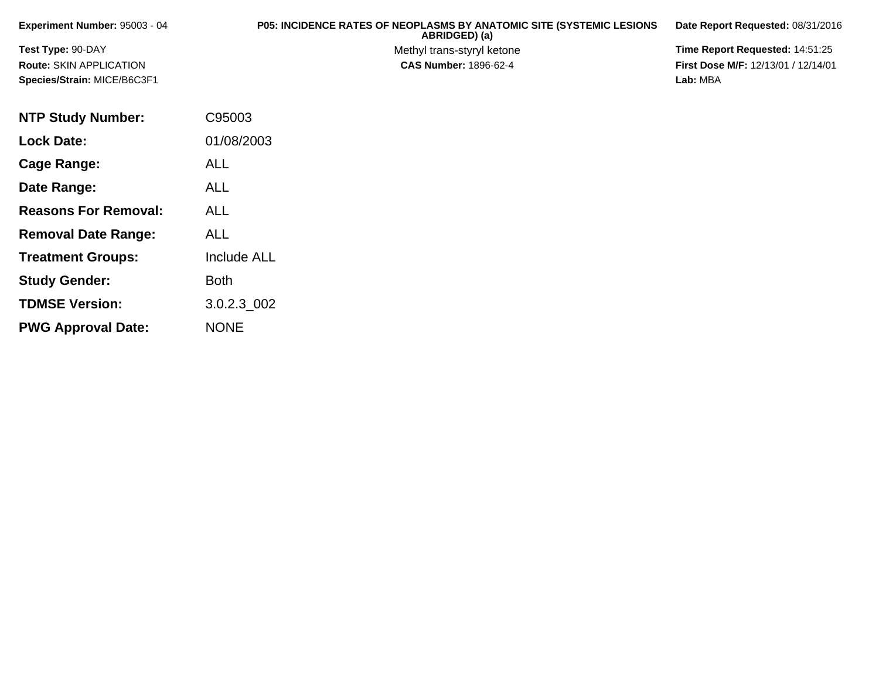**Experiment Number:** 95003 - 04

**Test Type:** 90-DAY

**Route:** SKIN APPLICATION

**Species/Strain:** MICE/B6C3F1

# P05: INCIDENCE RATES OF NEOPLASMS BY ANATOMIC SITE (SYSTEMIC LESIONS ABRIDGED) (a)

Methyl trans-styryl ketone

**CAS Number:** 1896-62-4

**Date Report Requested:** 08/31/2016

**Time Report Requested:** 14:51:25

**First Dose M/F:** 12/13/01 / 12/14/01

**Lab:** MBA

| | |
|---|---|
| **NTP Study Number:** | C95003 |
| **Lock Date:** | 01/08/2003 |
| **Cage Range:** | ALL |
| **Date Range:** | ALL |
| **Reasons For Removal:** | ALL |
| **Removal Date Range:** | ALL |
| **Treatment Groups:** | Include ALL |
| **Study Gender:** | Both |
| **TDMSE Version:** | 3.0.2.3_002 |
| **PWG Approval Date:** | NONE |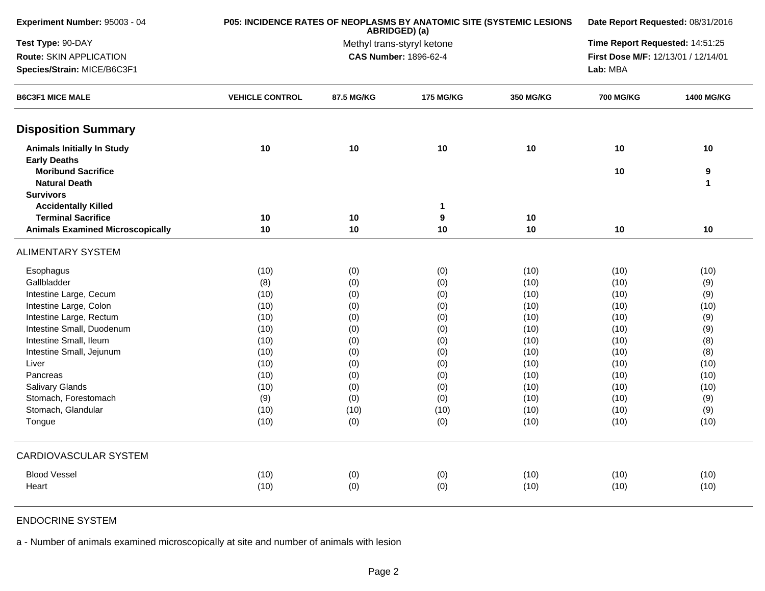Experiment Number: 95003 - 04

Test Type: 90-DAY

Route: SKIN APPLICATION

Species/Strain: MICE/B6C3F1

**P05: INCIDENCE RATES OF NEOPLASMS BY ANATOMIC SITE (SYSTEMIC LESIONS ABRIDGED) (a)**

Methyl trans-styryl ketone

**CAS Number:** 1896-62-4

**Date Report Requested:** 08/31/2016

**Time Report Requested:** 14:51:25

**First Dose M/F:** 12/13/01 / 12/14/01

**Lab:** MBA

| B6C3F1 MICE MALE | VEHICLE CONTROL | 87.5 MG/KG | 175 MG/KG | 350 MG/KG | 700 MG/KG | 1400 MG/KG |
|---|---|---|---|---|---|---|
| **Disposition Summary** | | | | | | |
| **Animals Initially In Study** | **10** | **10** | **10** | **10** | **10** | **10** |
| **Early Deaths** | | | | | | |
| **Moribund Sacrifice** | | | | | **10** | **9** |
| **Natural Death** | | | | | | **1** |
| **Survivors** | | | | | | |
| **Accidentally Killed** | | | **1** | | | |
| **Terminal Sacrifice** | **10** | **10** | **9** | **10** | | |
| **Animals Examined Microscopically** | **10** | **10** | **10** | **10** | **10** | **10** |
| ALIMENTARY SYSTEM | | | | | | |
| Esophagus | (10) | (0) | (0) | (10) | (10) | (10) |
| Gallbladder | (8) | (0) | (0) | (10) | (10) | (9) |
| Intestine Large, Cecum | (10) | (0) | (0) | (10) | (10) | (9) |
| Intestine Large, Colon | (10) | (0) | (0) | (10) | (10) | (10) |
| Intestine Large, Rectum | (10) | (0) | (0) | (10) | (10) | (9) |
| Intestine Small, Duodenum | (10) | (0) | (0) | (10) | (10) | (9) |
| Intestine Small, Ileum | (10) | (0) | (0) | (10) | (10) | (8) |
| Intestine Small, Jejunum | (10) | (0) | (0) | (10) | (10) | (8) |
| Liver | (10) | (0) | (0) | (10) | (10) | (10) |
| Pancreas | (10) | (0) | (0) | (10) | (10) | (10) |
| Salivary Glands | (10) | (0) | (0) | (10) | (10) | (10) |
| Stomach, Forestomach | (9) | (0) | (0) | (10) | (10) | (9) |
| Stomach, Glandular | (10) | (10) | (10) | (10) | (10) | (9) |
| Tongue | (10) | (0) | (0) | (10) | (10) | (10) |
| CARDIOVASCULAR SYSTEM | | | | | | |
| Blood Vessel | (10) | (0) | (0) | (10) | (10) | (10) |
| Heart | (10) | (0) | (0) | (10) | (10) | (10) |

ENDOCRINE SYSTEM

a - Number of animals examined microscopically at site and number of animals with lesion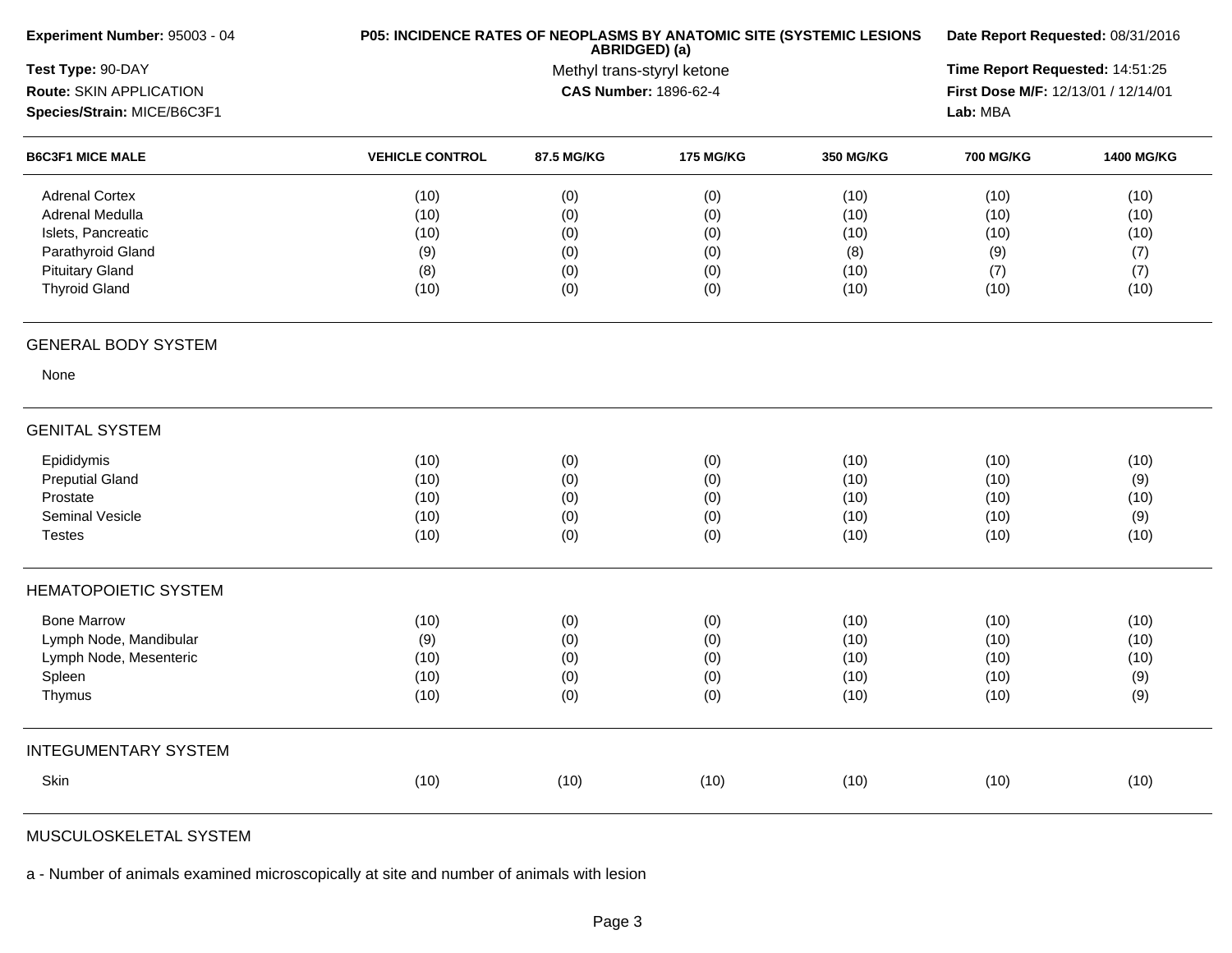**Experiment Number:** 95003 - 04
**Test Type:** 90-DAY
**Route:** SKIN APPLICATION
**Species/Strain:** MICE/B6C3F1

**P05: INCIDENCE RATES OF NEOPLASMS BY ANATOMIC SITE (SYSTEMIC LESIONS ABRIDGED) (a)**
Methyl trans-styryl ketone
**CAS Number:** 1896-62-4

**Date Report Requested:** 08/31/2016
**Time Report Requested:** 14:51:25
**First Dose M/F:** 12/13/01 / 12/14/01
**Lab:** MBA

| B6C3F1 MICE MALE | VEHICLE CONTROL | 87.5 MG/KG | 175 MG/KG | 350 MG/KG | 700 MG/KG | 1400 MG/KG |
|---|---|---|---|---|---|---|
| Adrenal Cortex | (10) | (0) | (0) | (10) | (10) | (10) |
| Adrenal Medulla | (10) | (0) | (0) | (10) | (10) | (10) |
| Islets, Pancreatic | (10) | (0) | (0) | (10) | (10) | (10) |
| Parathyroid Gland | (9) | (0) | (0) | (8) | (9) | (7) |
| Pituitary Gland | (8) | (0) | (0) | (10) | (7) | (7) |
| Thyroid Gland | (10) | (0) | (0) | (10) | (10) | (10) |
| **GENERAL BODY SYSTEM** | | | | | | |
| None | | | | | | |
| **GENITAL SYSTEM** | | | | | | |
| Epididymis | (10) | (0) | (0) | (10) | (10) | (10) |
| Preputial Gland | (10) | (0) | (0) | (10) | (10) | (9) |
| Prostate | (10) | (0) | (0) | (10) | (10) | (10) |
| Seminal Vesicle | (10) | (0) | (0) | (10) | (10) | (9) |
| Testes | (10) | (0) | (0) | (10) | (10) | (10) |
| **HEMATOPOIETIC SYSTEM** | | | | | | |
| Bone Marrow | (10) | (0) | (0) | (10) | (10) | (10) |
| Lymph Node, Mandibular | (9) | (0) | (0) | (10) | (10) | (10) |
| Lymph Node, Mesenteric | (10) | (0) | (0) | (10) | (10) | (10) |
| Spleen | (10) | (0) | (0) | (10) | (10) | (9) |
| Thymus | (10) | (0) | (0) | (10) | (10) | (9) |
| **INTEGUMENTARY SYSTEM** | | | | | | |
| Skin | (10) | (10) | (10) | (10) | (10) | (10) |
| **MUSCULOSKELETAL SYSTEM** | | | | | | |

a - Number of animals examined microscopically at site and number of animals with lesion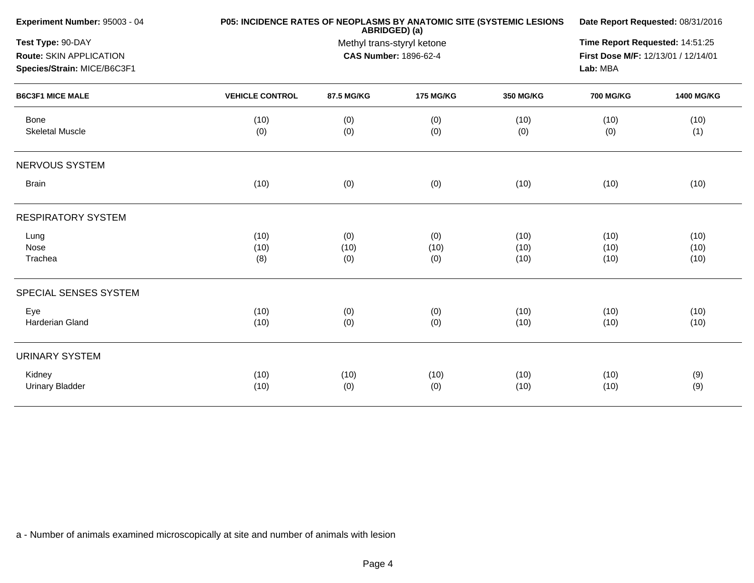**Experiment Number:** 95003 - 04
**Test Type:** 90-DAY
**Route:** SKIN APPLICATION
**Species/Strain:** MICE/B6C3F1

**P05: INCIDENCE RATES OF NEOPLASMS BY ANATOMIC SITE (SYSTEMIC LESIONS ABRIDGED) (a)**
Methyl trans-styryl ketone
**CAS Number:** 1896-62-4

**Date Report Requested:** 08/31/2016
**Time Report Requested:** 14:51:25
**First Dose M/F:** 12/13/01 / 12/14/01
**Lab:** MBA

| B6C3F1 MICE MALE | VEHICLE CONTROL | 87.5 MG/KG | 175 MG/KG | 350 MG/KG | 700 MG/KG | 1400 MG/KG |
|---|---|---|---|---|---|---|
| Bone | (10) | (0) | (0) | (10) | (10) | (10) |
| Skeletal Muscle | (0) | (0) | (0) | (0) | (0) | (1) |
| **NERVOUS SYSTEM** | | | | | | |
| Brain | (10) | (0) | (0) | (10) | (10) | (10) |
| **RESPIRATORY SYSTEM** | | | | | | |
| Lung | (10) | (0) | (0) | (10) | (10) | (10) |
| Nose | (10) | (10) | (10) | (10) | (10) | (10) |
| Trachea | (8) | (0) | (0) | (10) | (10) | (10) |
| **SPECIAL SENSES SYSTEM** | | | | | | |
| Eye | (10) | (0) | (0) | (10) | (10) | (10) |
| Harderian Gland | (10) | (0) | (0) | (10) | (10) | (10) |
| **URINARY SYSTEM** | | | | | | |
| Kidney | (10) | (10) | (10) | (10) | (10) | (9) |
| Urinary Bladder | (10) | (0) | (0) | (10) | (10) | (9) |

a - Number of animals examined microscopically at site and number of animals with lesion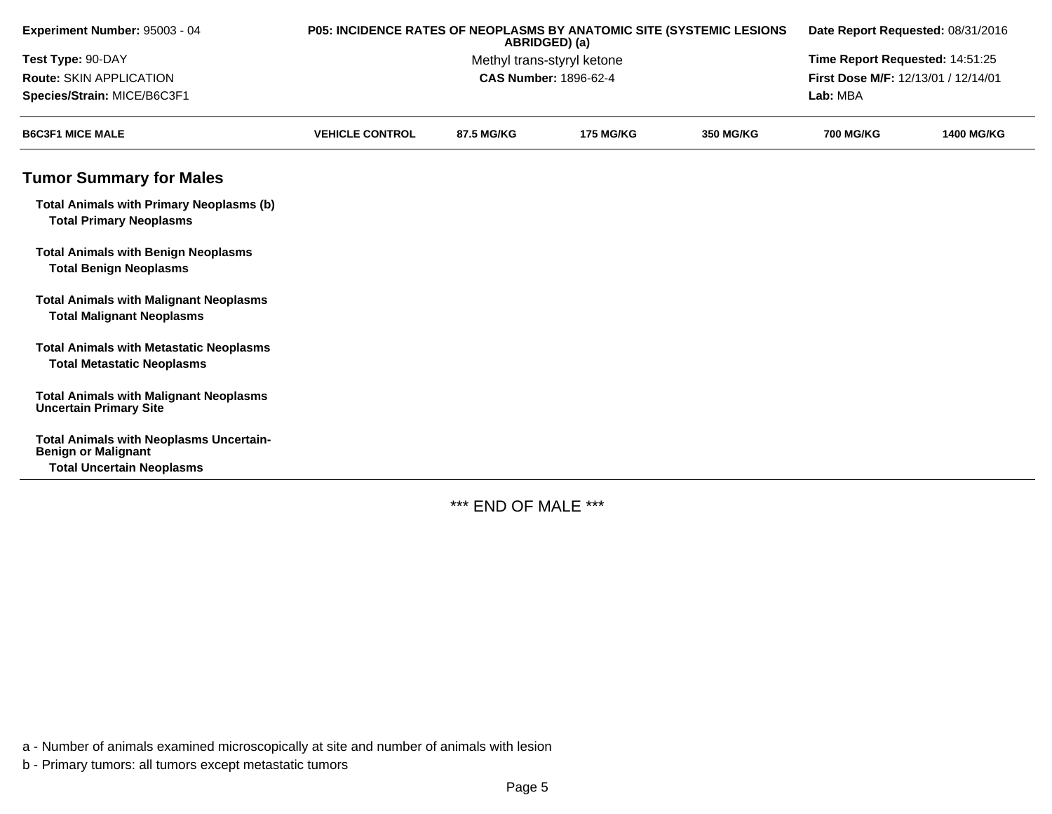| Experiment Number: 95003 - 04 | P05: INCIDENCE RATES OF NEOPLASMS BY ANATOMIC SITE (SYSTEMIC LESIONS ABRIDGED) (a) | Date Report Requested: 08/31/2016 |
|---|---|---|
| Test Type: 90-DAY | Methyl trans-styryl ketone | Time Report Requested: 14:51:25 |
| Route: SKIN APPLICATION | CAS Number: 1896-62-4 | First Dose M/F: 12/13/01 / 12/14/01 |
| Species/Strain: MICE/B6C3F1 | | Lab: MBA |

| B6C3F1 MICE MALE | VEHICLE CONTROL | 87.5 MG/KG | 175 MG/KG | 350 MG/KG | 700 MG/KG | 1400 MG/KG |
|---|---|---|---|---|---|---|
| **Tumor Summary for Males** | | | | | | |
| **Total Animals with Primary Neoplasms (b)** | | | | | | |
| **Total Primary Neoplasms** | | | | | | |
| **Total Animals with Benign Neoplasms** | | | | | | |
| **Total Benign Neoplasms** | | | | | | |
| **Total Animals with Malignant Neoplasms** | | | | | | |
| **Total Malignant Neoplasms** | | | | | | |
| **Total Animals with Metastatic Neoplasms** | | | | | | |
| **Total Metastatic Neoplasms** | | | | | | |
| **Total Animals with Malignant Neoplasms Uncertain Primary Site** | | | | | | |
| **Total Animals with Neoplasms Uncertain-Benign or Malignant** | | | | | | |
| **Total Uncertain Neoplasms** | | | | | | |

*** END OF MALE ***

a - Number of animals examined microscopically at site and number of animals with lesion

b - Primary tumors: all tumors except metastatic tumors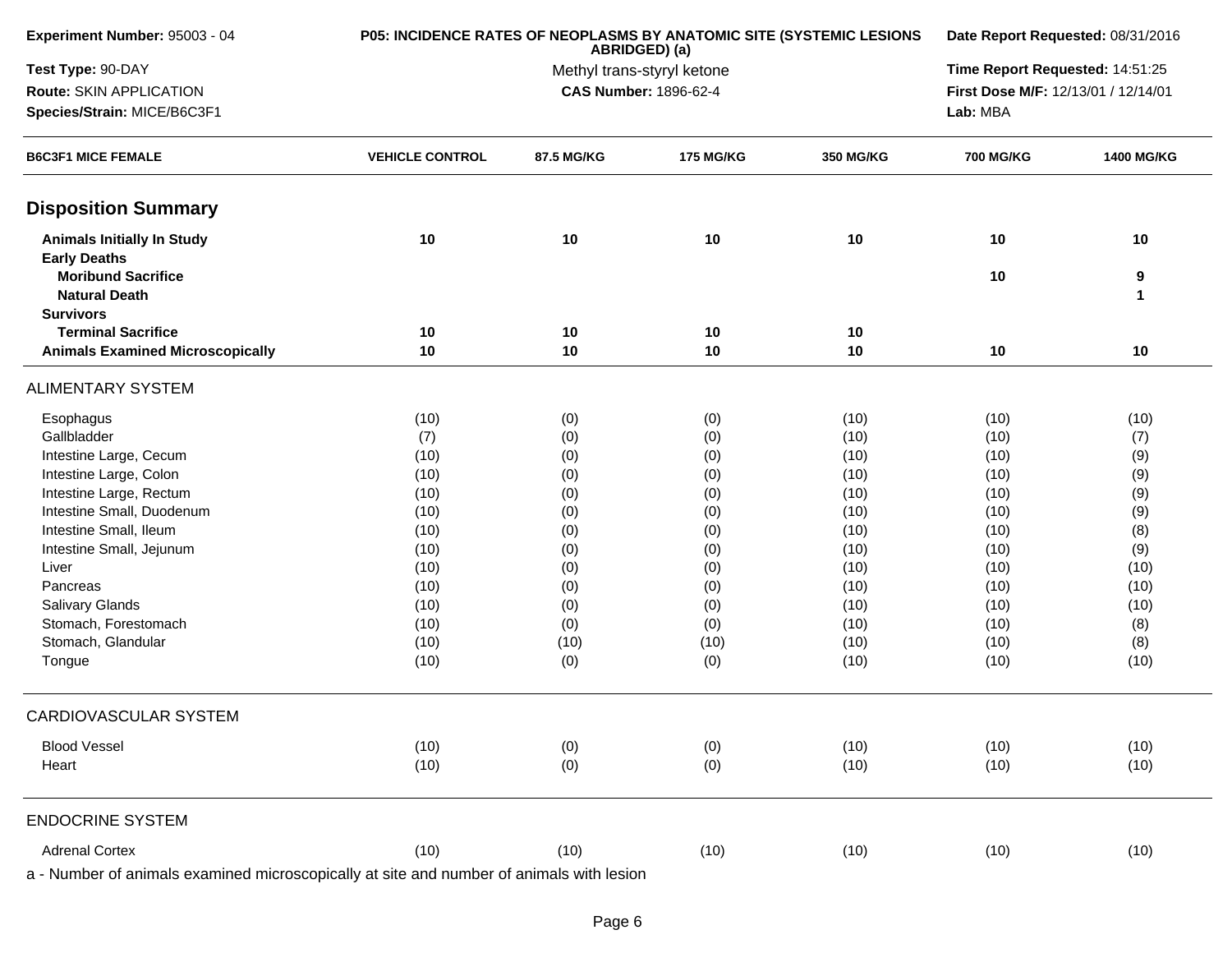**Experiment Number:** 95003 - 04

**Test Type:** 90-DAY

**Route:** SKIN APPLICATION

**Species/Strain:** MICE/B6C3F1

**P05: INCIDENCE RATES OF NEOPLASMS BY ANATOMIC SITE (SYSTEMIC LESIONS ABRIDGED) (a)**

Methyl trans-styryl ketone

**CAS Number:** 1896-62-4

**Date Report Requested:** 08/31/2016

**Time Report Requested:** 14:51:25

**First Dose M/F:** 12/13/01 / 12/14/01

**Lab:** MBA

| B6C3F1 MICE FEMALE | VEHICLE CONTROL | 87.5 MG/KG | 175 MG/KG | 350 MG/KG | 700 MG/KG | 1400 MG/KG |
|---|---|---|---|---|---|---|
| **Disposition Summary** | | | | | | |
| **Animals Initially In Study** | **10** | **10** | **10** | **10** | **10** | **10** |
| **Early Deaths** | | | | | | |
| **Moribund Sacrifice** | | | | | **10** | **9** |
| **Natural Death** | | | | | | **1** |
| **Survivors** | | | | | | |
| **Terminal Sacrifice** | **10** | **10** | **10** | **10** | | |
| **Animals Examined Microscopically** | **10** | **10** | **10** | **10** | **10** | **10** |
| ALIMENTARY SYSTEM | | | | | | |
| Esophagus | (10) | (0) | (0) | (10) | (10) | (10) |
| Gallbladder | (7) | (0) | (0) | (10) | (10) | (7) |
| Intestine Large, Cecum | (10) | (0) | (0) | (10) | (10) | (9) |
| Intestine Large, Colon | (10) | (0) | (0) | (10) | (10) | (9) |
| Intestine Large, Rectum | (10) | (0) | (0) | (10) | (10) | (9) |
| Intestine Small, Duodenum | (10) | (0) | (0) | (10) | (10) | (9) |
| Intestine Small, Ileum | (10) | (0) | (0) | (10) | (10) | (8) |
| Intestine Small, Jejunum | (10) | (0) | (0) | (10) | (10) | (9) |
| Liver | (10) | (0) | (0) | (10) | (10) | (10) |
| Pancreas | (10) | (0) | (0) | (10) | (10) | (10) |
| Salivary Glands | (10) | (0) | (0) | (10) | (10) | (10) |
| Stomach, Forestomach | (10) | (0) | (0) | (10) | (10) | (8) |
| Stomach, Glandular | (10) | (10) | (10) | (10) | (10) | (8) |
| Tongue | (10) | (0) | (0) | (10) | (10) | (10) |
| CARDIOVASCULAR SYSTEM | | | | | | |
| Blood Vessel | (10) | (0) | (0) | (10) | (10) | (10) |
| Heart | (10) | (0) | (0) | (10) | (10) | (10) |
| ENDOCRINE SYSTEM | | | | | | |
| Adrenal Cortex | (10) | (10) | (10) | (10) | (10) | (10) |

a - Number of animals examined microscopically at site and number of animals with lesion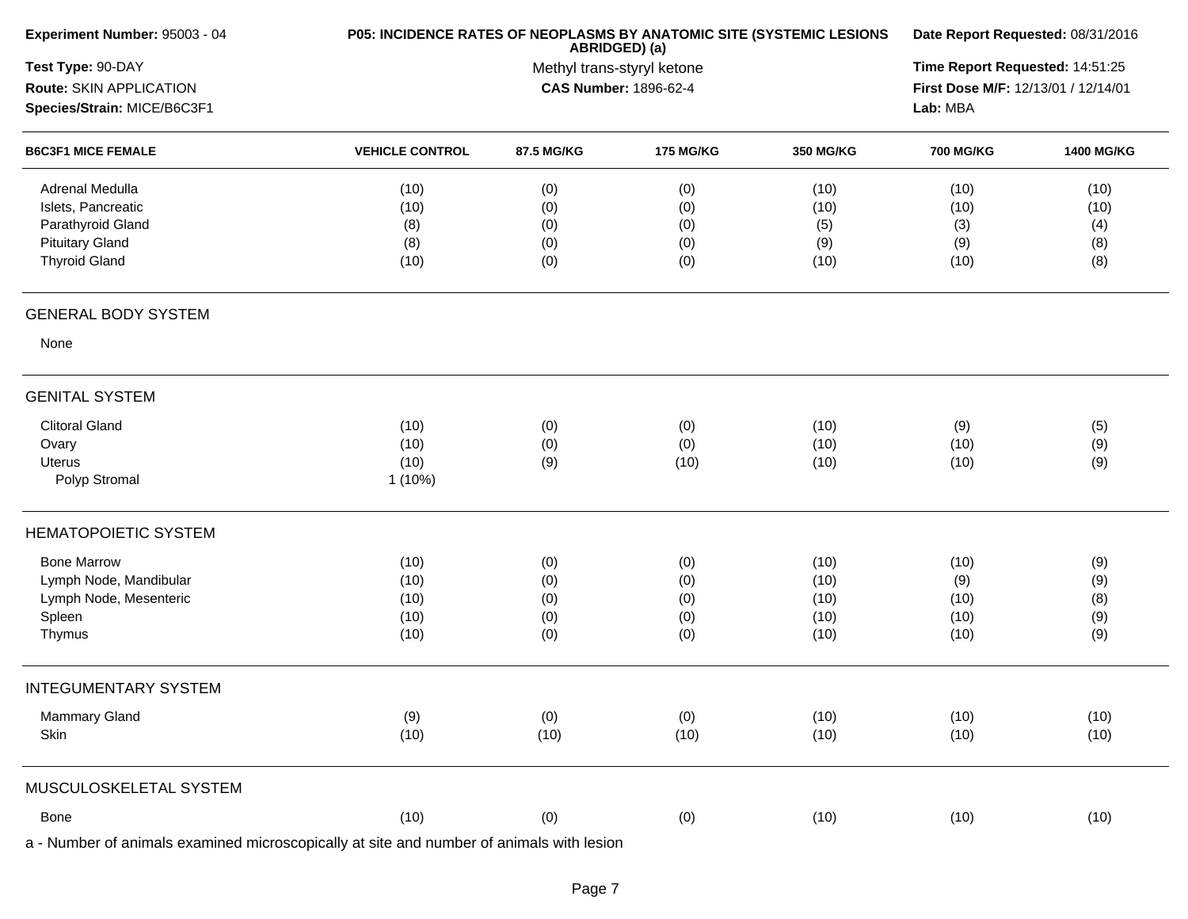| Experiment Number: 95003 - 04 | P05: INCIDENCE RATES OF NEOPLASMS BY ANATOMIC SITE (SYSTEMIC LESIONS ABRIDGED) (a) | Date Report Requested: 08/31/2016 |
|---|---|---|
| Test Type: 90-DAY | Methyl trans-styryl ketone | Time Report Requested: 14:51:25 |
| Route: SKIN APPLICATION | CAS Number: 1896-62-4 | First Dose M/F: 12/13/01 / 12/14/01 |
| Species/Strain: MICE/B6C3F1 | | Lab: MBA |

| B6C3F1 MICE FEMALE | VEHICLE CONTROL | 87.5 MG/KG | 175 MG/KG | 350 MG/KG | 700 MG/KG | 1400 MG/KG |
|---|---|---|---|---|---|---|
| Adrenal Medulla | (10) | (0) | (0) | (10) | (10) | (10) |
| Islets, Pancreatic | (10) | (0) | (0) | (10) | (10) | (10) |
| Parathyroid Gland | (8) | (0) | (0) | (5) | (3) | (4) |
| Pituitary Gland | (8) | (0) | (0) | (9) | (9) | (8) |
| Thyroid Gland | (10) | (0) | (0) | (10) | (10) | (8) |
| **GENERAL BODY SYSTEM** | | | | | | |
| None | | | | | | |
| **GENITAL SYSTEM** | | | | | | |
| Clitoral Gland | (10) | (0) | (0) | (10) | (9) | (5) |
| Ovary | (10) | (0) | (0) | (10) | (10) | (9) |
| Uterus | (10) | (9) | (10) | (10) | (10) | (9) |
| Polyp Stromal | 1 (10%) | | | | | |
| **HEMATOPOIETIC SYSTEM** | | | | | | |
| Bone Marrow | (10) | (0) | (0) | (10) | (10) | (9) |
| Lymph Node, Mandibular | (10) | (0) | (0) | (10) | (9) | (9) |
| Lymph Node, Mesenteric | (10) | (0) | (0) | (10) | (10) | (8) |
| Spleen | (10) | (0) | (0) | (10) | (10) | (9) |
| Thymus | (10) | (0) | (0) | (10) | (10) | (9) |
| **INTEGUMENTARY SYSTEM** | | | | | | |
| Mammary Gland | (9) | (0) | (0) | (10) | (10) | (10) |
| Skin | (10) | (10) | (10) | (10) | (10) | (10) |
| **MUSCULOSKELETAL SYSTEM** | | | | | | |
| Bone | (10) | (0) | (0) | (10) | (10) | (10) |

a - Number of animals examined microscopically at site and number of animals with lesion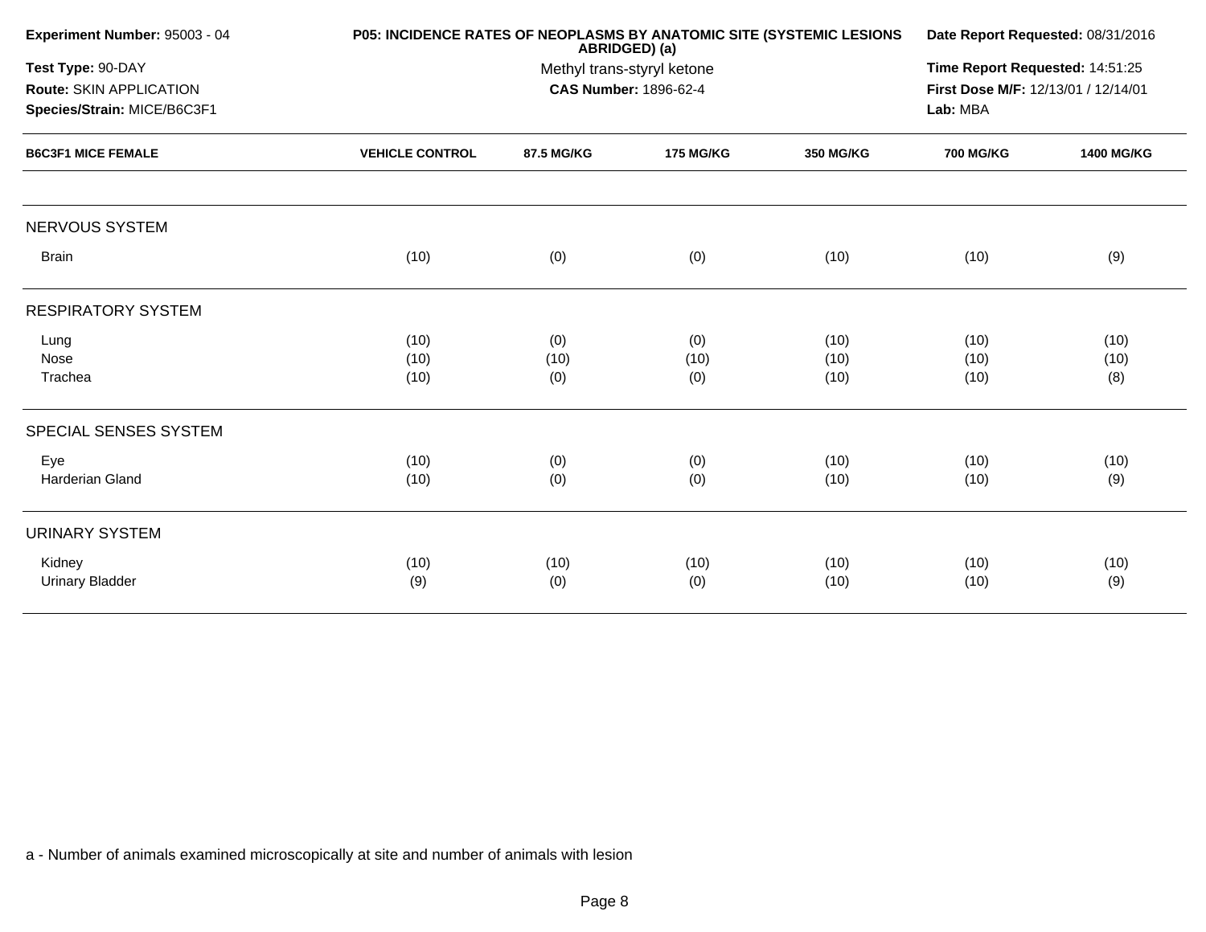**Experiment Number:** 95003 - 04

**Test Type:** 90-DAY

**Route:** SKIN APPLICATION

**Species/Strain:** MICE/B6C3F1

**P05: INCIDENCE RATES OF NEOPLASMS BY ANATOMIC SITE (SYSTEMIC LESIONS ABRIDGED) (a)**

Methyl trans-styryl ketone

**CAS Number:** 1896-62-4

**Date Report Requested:** 08/31/2016

**Time Report Requested:** 14:51:25

**First Dose M/F:** 12/13/01 / 12/14/01

**Lab:** MBA

| B6C3F1 MICE FEMALE | VEHICLE CONTROL | 87.5 MG/KG | 175 MG/KG | 350 MG/KG | 700 MG/KG | 1400 MG/KG |
|---|---|---|---|---|---|---|
| NERVOUS SYSTEM | | | | | | |
| Brain | (10) | (0) | (0) | (10) | (10) | (9) |
| RESPIRATORY SYSTEM | | | | | | |
| Lung | (10) | (0) | (0) | (10) | (10) | (10) |
| Nose | (10) | (10) | (10) | (10) | (10) | (10) |
| Trachea | (10) | (0) | (0) | (10) | (10) | (8) |
| SPECIAL SENSES SYSTEM | | | | | | |
| Eye | (10) | (0) | (0) | (10) | (10) | (10) |
| Harderian Gland | (10) | (0) | (0) | (10) | (10) | (9) |
| URINARY SYSTEM | | | | | | |
| Kidney | (10) | (10) | (10) | (10) | (10) | (10) |
| Urinary Bladder | (9) | (0) | (0) | (10) | (10) | (9) |

a - Number of animals examined microscopically at site and number of animals with lesion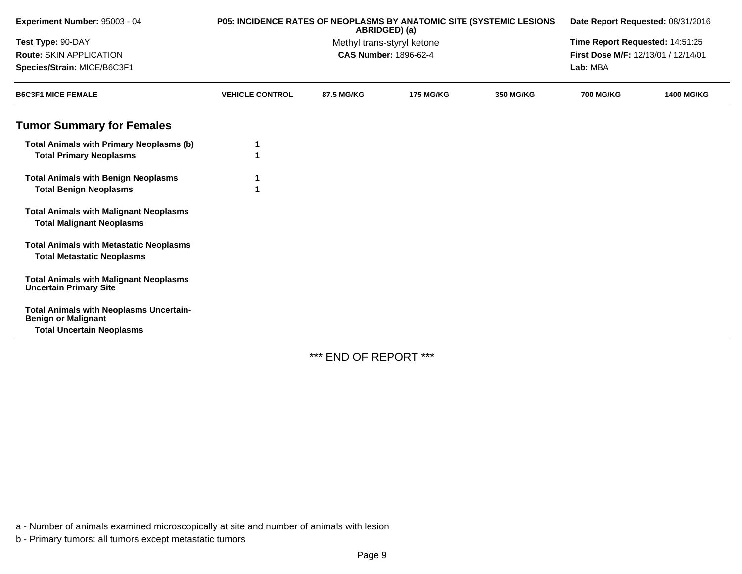| Experiment Number: 95003 - 04 | P05: INCIDENCE RATES OF NEOPLASMS BY ANATOMIC SITE (SYSTEMIC LESIONS ABRIDGED) (a) | Date Report Requested: 08/31/2016 |
|---|---|---|
| Test Type: 90-DAY | Methyl trans-styryl ketone | Time Report Requested: 14:51:25 |
| Route: SKIN APPLICATION | CAS Number: 1896-62-4 | First Dose M/F: 12/13/01 / 12/14/01 |
| Species/Strain: MICE/B6C3F1 | | Lab: MBA |

| B6C3F1 MICE FEMALE | VEHICLE CONTROL | 87.5 MG/KG | 175 MG/KG | 350 MG/KG | 700 MG/KG | 1400 MG/KG |
|---|---|---|---|---|---|---|
| **Tumor Summary for Females** | | | | | | |
| **Total Animals with Primary Neoplasms (b)** | 1 | | | | | |
| **Total Primary Neoplasms** | 1 | | | | | |
| **Total Animals with Benign Neoplasms** | 1 | | | | | |
| **Total Benign Neoplasms** | 1 | | | | | |
| **Total Animals with Malignant Neoplasms** | | | | | | |
| **Total Malignant Neoplasms** | | | | | | |
| **Total Animals with Metastatic Neoplasms** | | | | | | |
| **Total Metastatic Neoplasms** | | | | | | |
| **Total Animals with Malignant Neoplasms Uncertain Primary Site** | | | | | | |
| **Total Animals with Neoplasms Uncertain-Benign or Malignant** | | | | | | |
| **Total Uncertain Neoplasms** | | | | | | |

*** END OF REPORT ***

a - Number of animals examined microscopically at site and number of animals with lesion

b - Primary tumors: all tumors except metastatic tumors